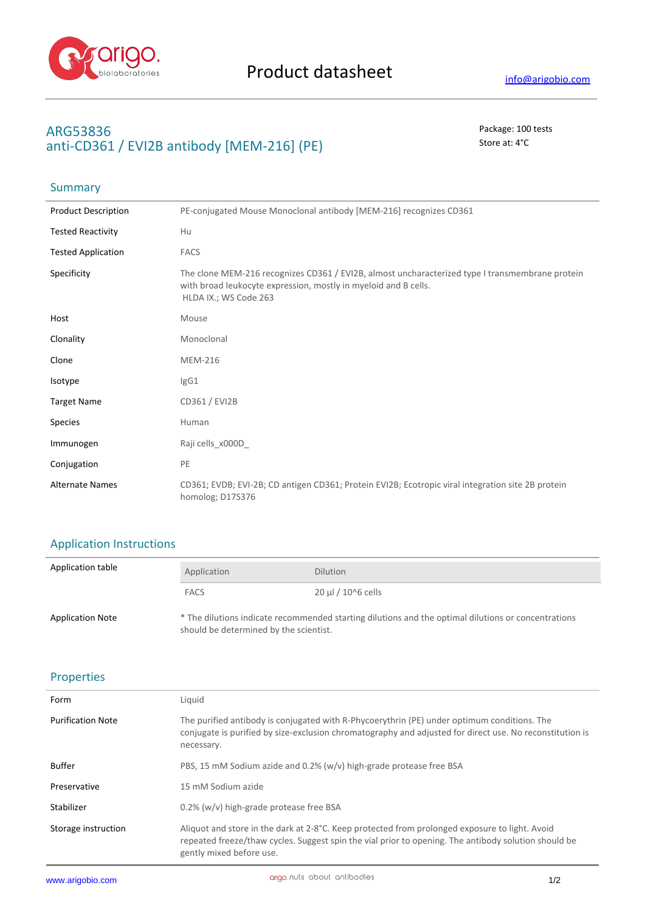# Product datasheet

info@arigobio.com

## ARG53836
## anti-CD361 / EVI2B antibody [MEM-216] (PE)

Package: 100 tests
Store at: 4°C

### Summary

| | |
|---|---|
| Product Description | PE-conjugated Mouse Monoclonal antibody [MEM-216] recognizes CD361 |
| Tested Reactivity | Hu |
| Tested Application | FACS |
| Specificity | The clone MEM-216 recognizes CD361 / EVI2B, almost uncharacterized type I transmembrane protein with broad leukocyte expression, mostly in myeloid and B cells. HLDA IX.; WS Code 263 |
| Host | Mouse |
| Clonality | Monoclonal |
| Clone | MEM-216 |
| Isotype | IgG1 |
| Target Name | CD361 / EVI2B |
| Species | Human |
| Immunogen | Raji cells_x000D_ |
| Conjugation | PE |
| Alternate Names | CD361; EVDB; EVI-2B; CD antigen CD361; Protein EVI2B; Ecotropic viral integration site 2B protein homolog; D17S376 |

### Application Instructions

Application table

| Application | Dilution |
|---|---|
| FACS | 20 µl / 10^6 cells |

Application Note: * The dilutions indicate recommended starting dilutions and the optimal dilutions or concentrations should be determined by the scientist.

### Properties

| | |
|---|---|
| Form | Liquid |
| Purification Note | The purified antibody is conjugated with R-Phycoerythrin (PE) under optimum conditions. The conjugate is purified by size-exclusion chromatography and adjusted for direct use. No reconstitution is necessary. |
| Buffer | PBS, 15 mM Sodium azide and 0.2% (w/v) high-grade protease free BSA |
| Preservative | 15 mM Sodium azide |
| Stabilizer | 0.2% (w/v) high-grade protease free BSA |
| Storage instruction | Aliquot and store in the dark at 2-8°C. Keep protected from prolonged exposure to light. Avoid repeated freeze/thaw cycles. Suggest spin the vial prior to opening. The antibody solution should be gently mixed before use. |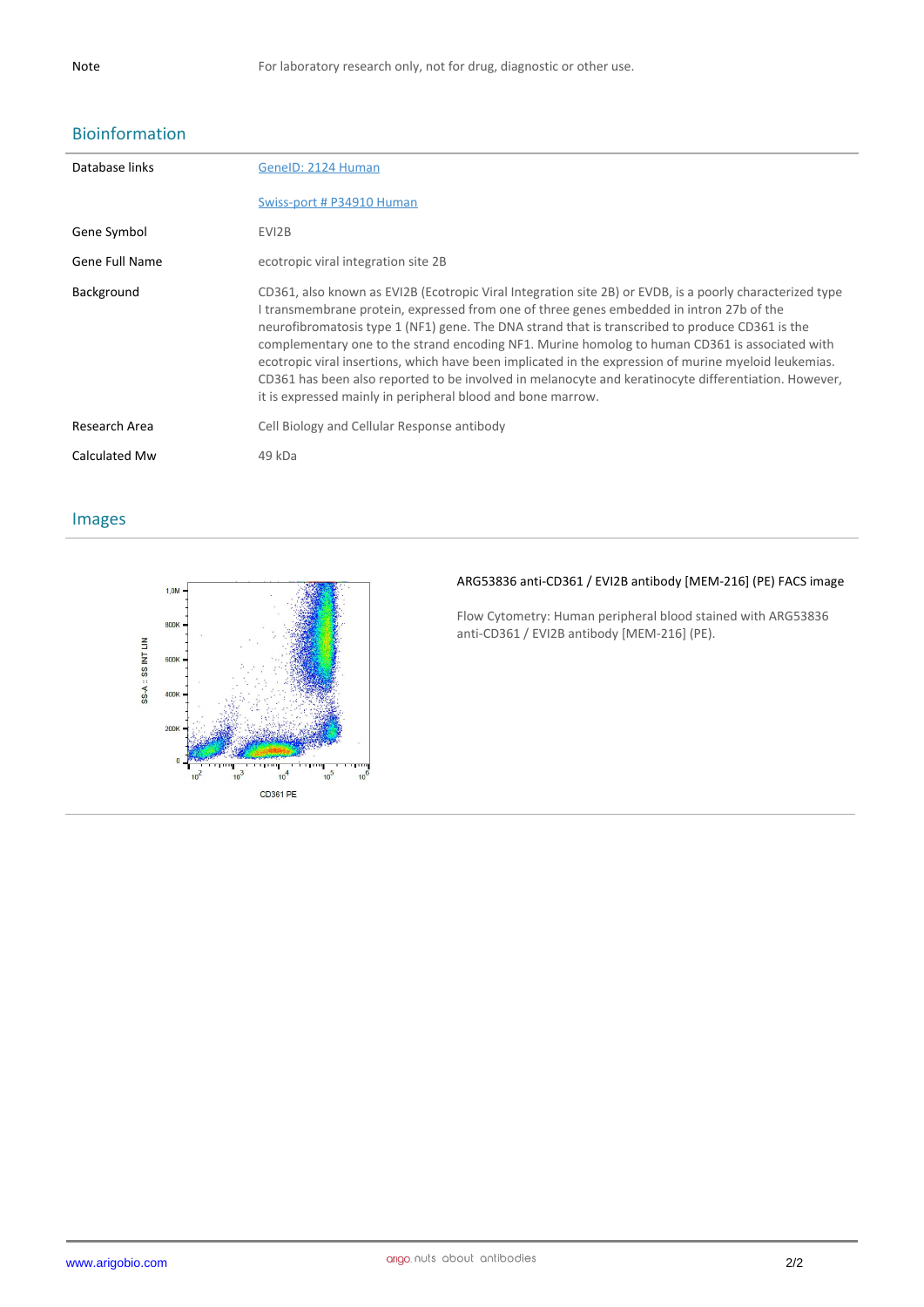| | |
|---|---|
| Note | For laboratory research only, not for drug, diagnostic or other use. |

## Bioinformation

| | |
|---|---|
| Database links | GeneID: 2124 Human<br>Swiss-port # P34910 Human |
| Gene Symbol | EVI2B |
| Gene Full Name | ecotropic viral integration site 2B |
| Background | CD361, also known as EVI2B (Ecotropic Viral Integration site 2B) or EVDB, is a poorly characterized type I transmembrane protein, expressed from one of three genes embedded in intron 27b of the neurofibromatosis type 1 (NF1) gene. The DNA strand that is transcribed to produce CD361 is the complementary one to the strand encoding NF1. Murine homolog to human CD361 is associated with ecotropic viral insertions, which have been implicated in the expression of murine myeloid leukemias. CD361 has been also reported to be involved in melanocyte and keratinocyte differentiation. However, it is expressed mainly in peripheral blood and bone marrow. |
| Research Area | Cell Biology and Cellular Response antibody |
| Calculated Mw | 49 kDa |

## Images

SS-A :: SS INT LIN
1,0M
800K
600K
400K
200K
0
$10^2$ $10^3$ $10^4$ $10^5$ $10^6$
CD361 PE

**ARG53836 anti-CD361 / EVI2B antibody [MEM-216] (PE) FACS image**

Flow Cytometry: Human peripheral blood stained with ARG53836 anti-CD361 / EVI2B antibody [MEM-216] (PE).